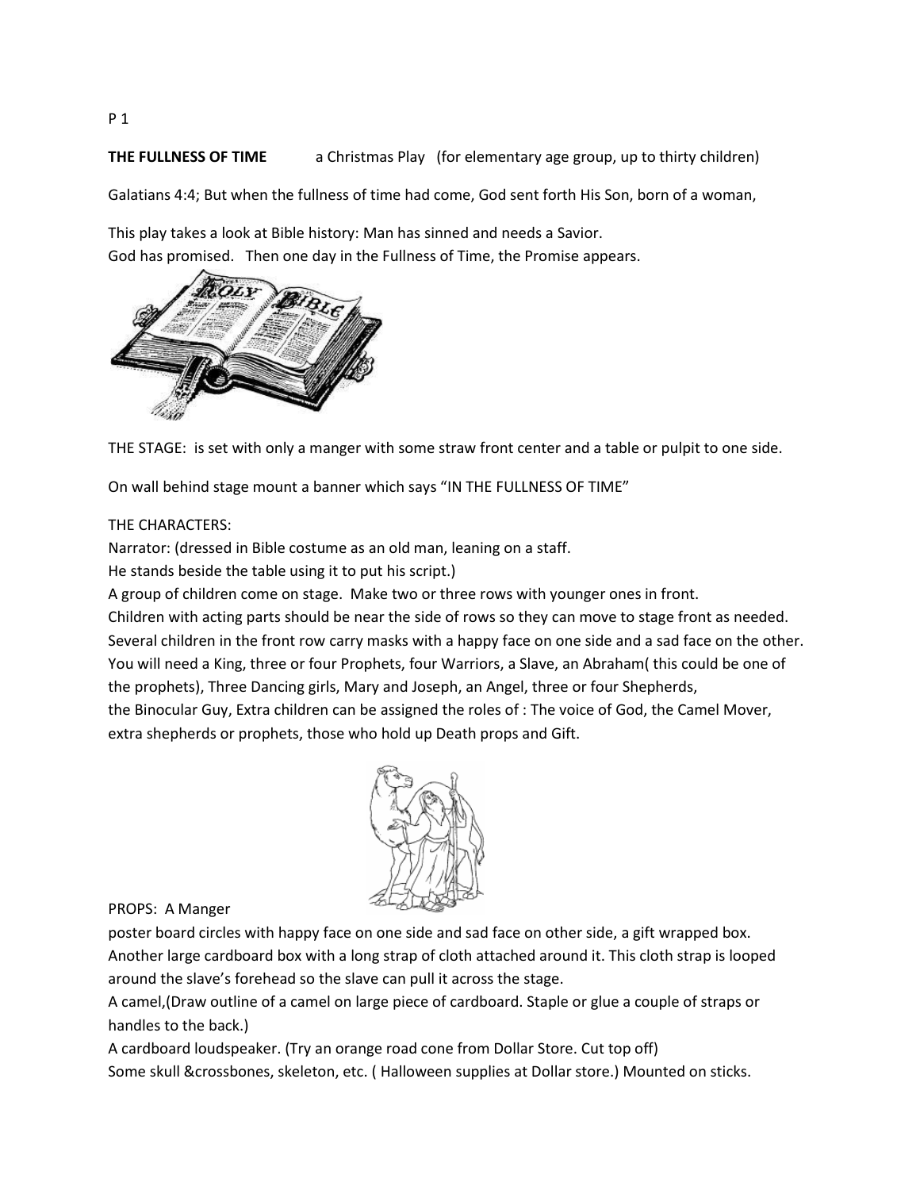**THE FULLNESS OF TIME** a Christmas Play (for elementary age group, up to thirty children)

Galatians 4:4; But when the fullness of time had come, God sent forth His Son, born of a woman,

This play takes a look at Bible history: Man has sinned and needs a Savior.
God has promised. Then one day in the Fullness of Time, the Promise appears.

THE STAGE: is set with only a manger with some straw front center and a table or pulpit to one side.

On wall behind stage mount a banner which says "IN THE FULLNESS OF TIME"

THE CHARACTERS:
Narrator: (dressed in Bible costume as an old man, leaning on a staff.
He stands beside the table using it to put his script.)
A group of children come on stage. Make two or three rows with younger ones in front.
Children with acting parts should be near the side of rows so they can move to stage front as needed.
Several children in the front row carry masks with a happy face on one side and a sad face on the other.
You will need a King, three or four Prophets, four Warriors, a Slave, an Abraham( this could be one of the prophets), Three Dancing girls, Mary and Joseph, an Angel, three or four Shepherds, the Binocular Guy, Extra children can be assigned the roles of : The voice of God, the Camel Mover, extra shepherds or prophets, those who hold up Death props and Gift.

PROPS: A Manger
poster board circles with happy face on one side and sad face on other side, a gift wrapped box.
Another large cardboard box with a long strap of cloth attached around it. This cloth strap is looped around the slave's forehead so the slave can pull it across the stage.
A camel,(Draw outline of a camel on large piece of cardboard. Staple or glue a couple of straps or handles to the back.)
A cardboard loudspeaker. (Try an orange road cone from Dollar Store. Cut top off)
Some skull &crossbones, skeleton, etc. ( Halloween supplies at Dollar store.) Mounted on sticks.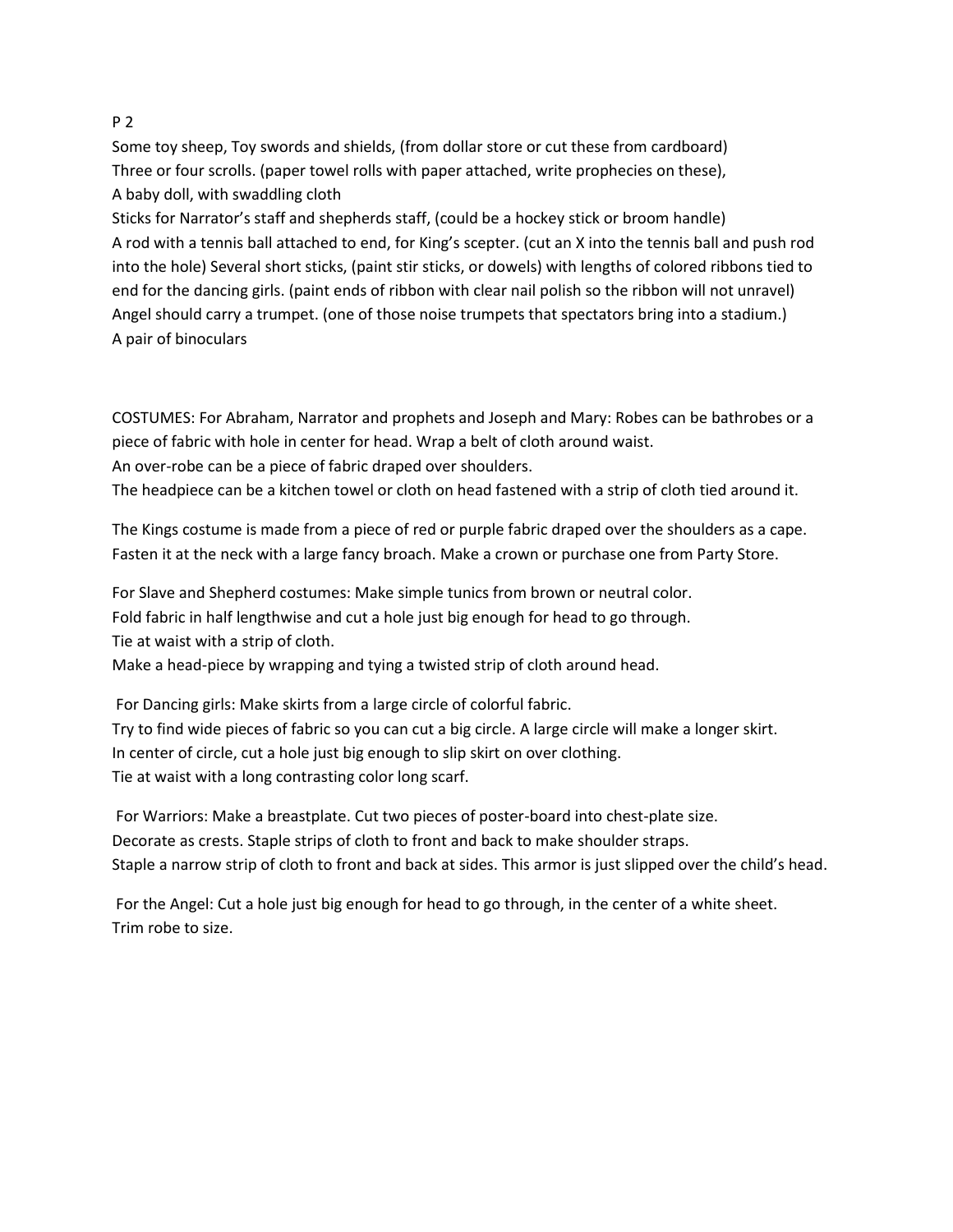P 2

Some toy sheep, Toy swords and shields, (from dollar store or cut these from cardboard)
Three or four scrolls. (paper towel rolls with paper attached, write prophecies on these),
A baby doll, with swaddling cloth
Sticks for Narrator's staff and shepherds staff, (could be a hockey stick or broom handle)
A rod with a tennis ball attached to end, for King's scepter. (cut an X into the tennis ball and push rod into the hole) Several short sticks, (paint stir sticks, or dowels) with lengths of colored ribbons tied to end for the dancing girls. (paint ends of ribbon with clear nail polish so the ribbon will not unravel)
Angel should carry a trumpet. (one of those noise trumpets that spectators bring into a stadium.)
A pair of binoculars

COSTUMES: For Abraham, Narrator and prophets and Joseph and Mary: Robes can be bathrobes or a piece of fabric with hole in center for head. Wrap a belt of cloth around waist.
An over-robe can be a piece of fabric draped over shoulders.
The headpiece can be a kitchen towel or cloth on head fastened with a strip of cloth tied around it.

The Kings costume is made from a piece of red or purple fabric draped over the shoulders as a cape. Fasten it at the neck with a large fancy broach. Make a crown or purchase one from Party Store.

For Slave and Shepherd costumes: Make simple tunics from brown or neutral color.
Fold fabric in half lengthwise and cut a hole just big enough for head to go through.
Tie at waist with a strip of cloth.
Make a head-piece by wrapping and tying a twisted strip of cloth around head.

For Dancing girls: Make skirts from a large circle of colorful fabric.
Try to find wide pieces of fabric so you can cut a big circle. A large circle will make a longer skirt.
In center of circle, cut a hole just big enough to slip skirt on over clothing.
Tie at waist with a long contrasting color long scarf.

For Warriors: Make a breastplate. Cut two pieces of poster-board into chest-plate size.
Decorate as crests. Staple strips of cloth to front and back to make shoulder straps.
Staple a narrow strip of cloth to front and back at sides. This armor is just slipped over the child's head.

For the Angel: Cut a hole just big enough for head to go through, in the center of a white sheet.
Trim robe to size.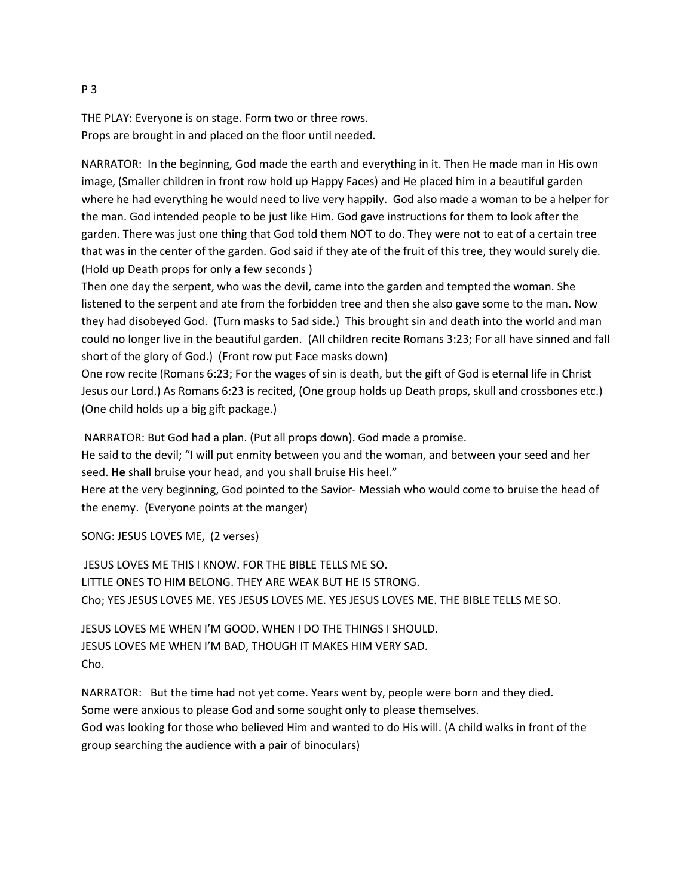THE PLAY: Everyone is on stage. Form two or three rows.
Props are brought in and placed on the floor until needed.

NARRATOR: In the beginning, God made the earth and everything in it. Then He made man in His own image, (Smaller children in front row hold up Happy Faces) and He placed him in a beautiful garden where he had everything he would need to live very happily. God also made a woman to be a helper for the man. God intended people to be just like Him. God gave instructions for them to look after the garden. There was just one thing that God told them NOT to do. They were not to eat of a certain tree that was in the center of the garden. God said if they ate of the fruit of this tree, they would surely die. (Hold up Death props for only a few seconds )
Then one day the serpent, who was the devil, came into the garden and tempted the woman. She listened to the serpent and ate from the forbidden tree and then she also gave some to the man. Now they had disobeyed God. (Turn masks to Sad side.) This brought sin and death into the world and man could no longer live in the beautiful garden. (All children recite Romans 3:23; For all have sinned and fall short of the glory of God.) (Front row put Face masks down)
One row recite (Romans 6:23; For the wages of sin is death, but the gift of God is eternal life in Christ Jesus our Lord.) As Romans 6:23 is recited, (One group holds up Death props, skull and crossbones etc.) (One child holds up a big gift package.)

NARRATOR: But God had a plan. (Put all props down). God made a promise.
He said to the devil; "I will put enmity between you and the woman, and between your seed and her seed. **He** shall bruise your head, and you shall bruise His heel."
Here at the very beginning, God pointed to the Savior- Messiah who would come to bruise the head of the enemy. (Everyone points at the manger)

SONG: JESUS LOVES ME, (2 verses)

JESUS LOVES ME THIS I KNOW. FOR THE BIBLE TELLS ME SO.
LITTLE ONES TO HIM BELONG. THEY ARE WEAK BUT HE IS STRONG.
Cho; YES JESUS LOVES ME. YES JESUS LOVES ME. YES JESUS LOVES ME. THE BIBLE TELLS ME SO.

JESUS LOVES ME WHEN I'M GOOD. WHEN I DO THE THINGS I SHOULD.
JESUS LOVES ME WHEN I'M BAD, THOUGH IT MAKES HIM VERY SAD.
Cho.

NARRATOR: But the time had not yet come. Years went by, people were born and they died.
Some were anxious to please God and some sought only to please themselves.
God was looking for those who believed Him and wanted to do His will. (A child walks in front of the group searching the audience with a pair of binoculars)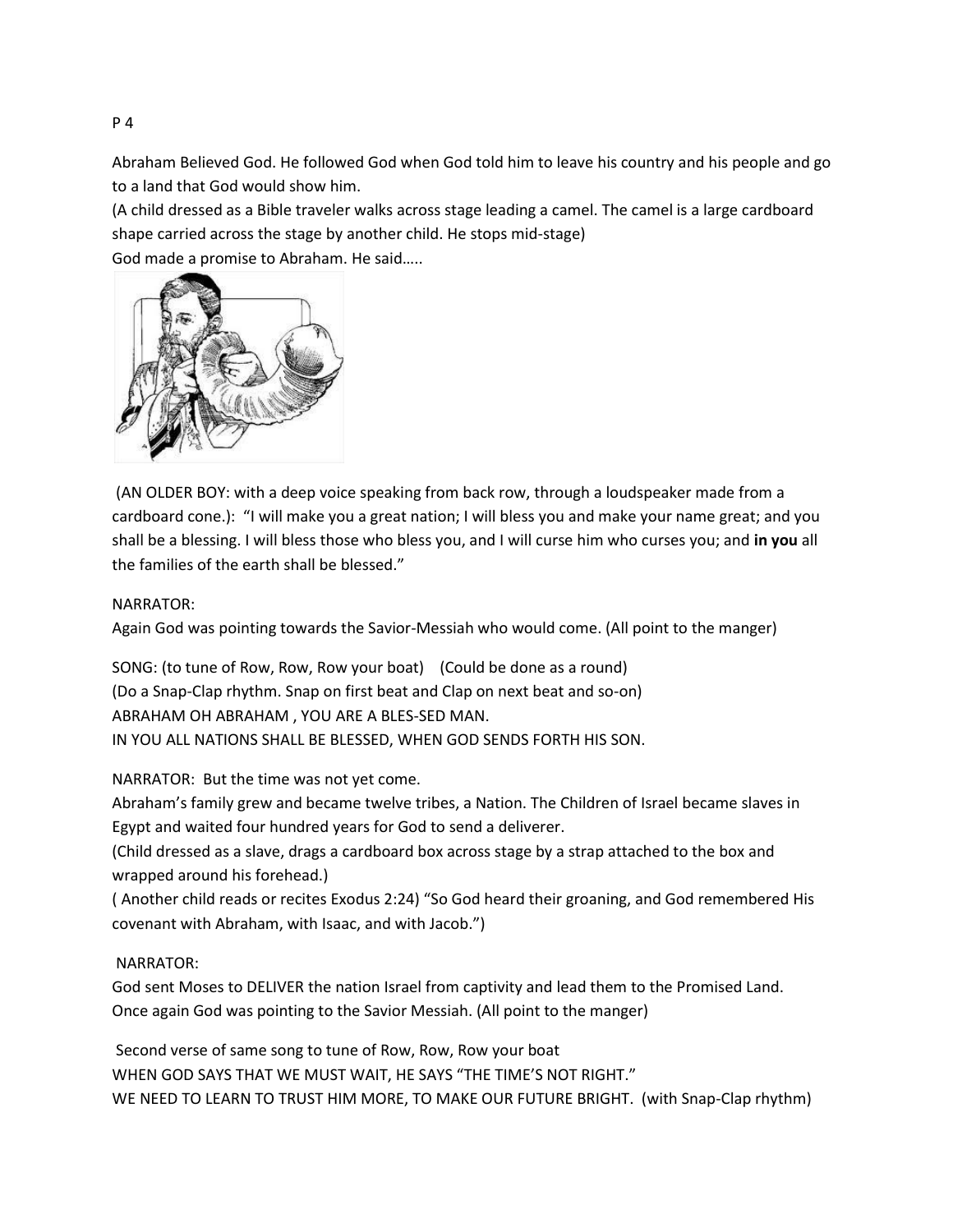P 4

Abraham Believed God. He followed God when God told him to leave his country and his people and go to a land that God would show him.
(A child dressed as a Bible traveler walks across stage leading a camel. The camel is a large cardboard shape carried across the stage by another child. He stops mid-stage)
God made a promise to Abraham. He said…..

(AN OLDER BOY: with a deep voice speaking from back row, through a loudspeaker made from a cardboard cone.): "I will make you a great nation; I will bless you and make your name great; and you shall be a blessing. I will bless those who bless you, and I will curse him who curses you; and **in you** all the families of the earth shall be blessed."

NARRATOR:
Again God was pointing towards the Savior-Messiah who would come. (All point to the manger)

SONG: (to tune of Row, Row, Row your boat) (Could be done as a round)
(Do a Snap-Clap rhythm. Snap on first beat and Clap on next beat and so-on)
ABRAHAM OH ABRAHAM , YOU ARE A BLES-SED MAN.
IN YOU ALL NATIONS SHALL BE BLESSED, WHEN GOD SENDS FORTH HIS SON.

NARRATOR: But the time was not yet come.
Abraham's family grew and became twelve tribes, a Nation. The Children of Israel became slaves in Egypt and waited four hundred years for God to send a deliverer.
(Child dressed as a slave, drags a cardboard box across stage by a strap attached to the box and wrapped around his forehead.)
( Another child reads or recites Exodus 2:24) "So God heard their groaning, and God remembered His covenant with Abraham, with Isaac, and with Jacob.")

NARRATOR:
God sent Moses to DELIVER the nation Israel from captivity and lead them to the Promised Land.
Once again God was pointing to the Savior Messiah. (All point to the manger)

Second verse of same song to tune of Row, Row, Row your boat
WHEN GOD SAYS THAT WE MUST WAIT, HE SAYS "THE TIME'S NOT RIGHT."
WE NEED TO LEARN TO TRUST HIM MORE, TO MAKE OUR FUTURE BRIGHT. (with Snap-Clap rhythm)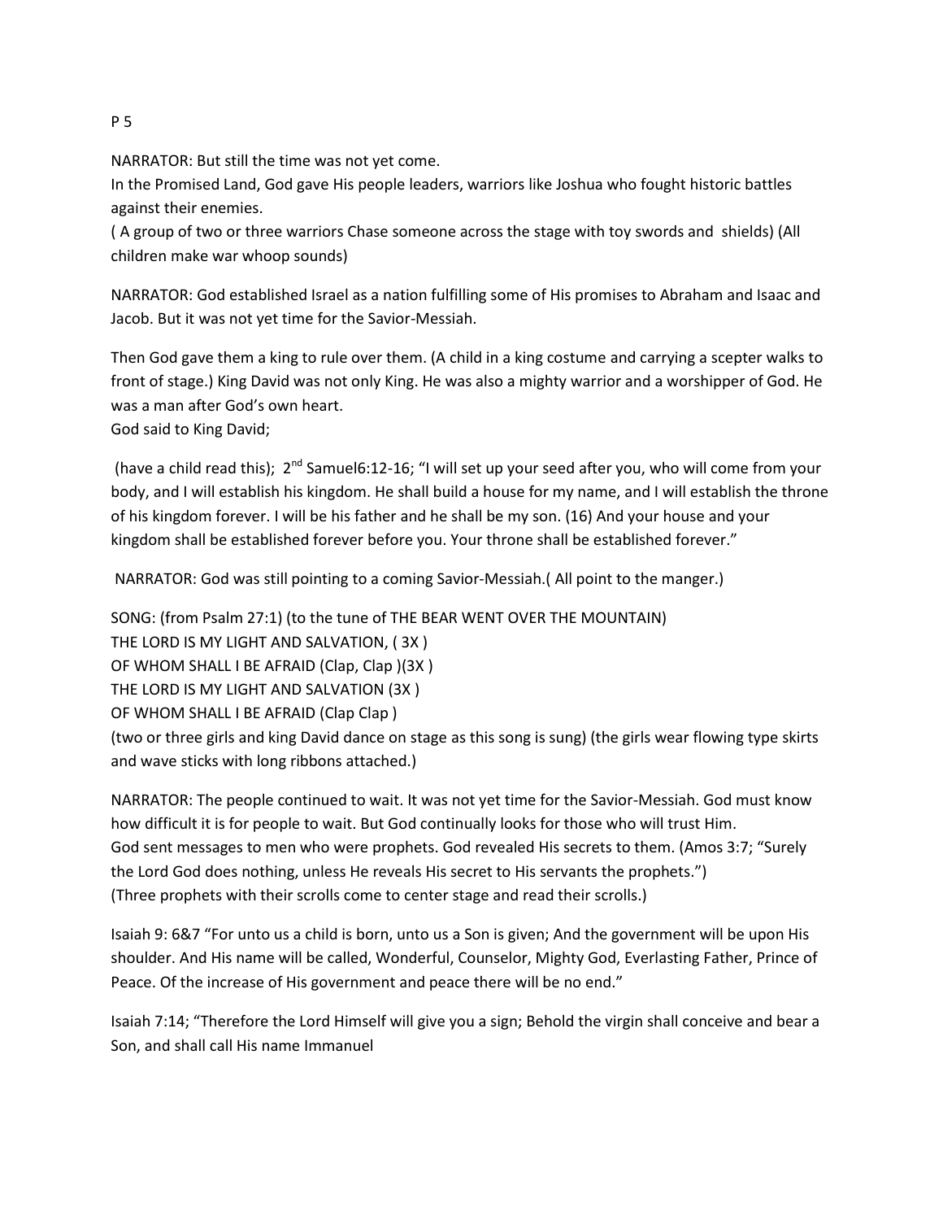P 5

NARRATOR: But still the time was not yet come.
In the Promised Land, God gave His people leaders, warriors like Joshua who fought historic battles against their enemies.
( A group of two or three warriors Chase someone across the stage with toy swords and shields) (All children make war whoop sounds)

NARRATOR: God established Israel as a nation fulfilling some of His promises to Abraham and Isaac and Jacob. But it was not yet time for the Savior-Messiah.

Then God gave them a king to rule over them. (A child in a king costume and carrying a scepter walks to front of stage.) King David was not only King. He was also a mighty warrior and a worshipper of God. He was a man after God's own heart.
God said to King David;

(have a child read this); 2nd Samuel6:12-16; "I will set up your seed after you, who will come from your body, and I will establish his kingdom. He shall build a house for my name, and I will establish the throne of his kingdom forever. I will be his father and he shall be my son. (16) And your house and your kingdom shall be established forever before you. Your throne shall be established forever."

NARRATOR: God was still pointing to a coming Savior-Messiah.( All point to the manger.)

SONG: (from Psalm 27:1) (to the tune of THE BEAR WENT OVER THE MOUNTAIN)
THE LORD IS MY LIGHT AND SALVATION, ( 3X )
OF WHOM SHALL I BE AFRAID (Clap, Clap )(3X )
THE LORD IS MY LIGHT AND SALVATION (3X )
OF WHOM SHALL I BE AFRAID (Clap Clap )
(two or three girls and king David dance on stage as this song is sung) (the girls wear flowing type skirts and wave sticks with long ribbons attached.)

NARRATOR: The people continued to wait. It was not yet time for the Savior-Messiah. God must know how difficult it is for people to wait. But God continually looks for those who will trust Him.
God sent messages to men who were prophets. God revealed His secrets to them. (Amos 3:7; "Surely the Lord God does nothing, unless He reveals His secret to His servants the prophets.")
(Three prophets with their scrolls come to center stage and read their scrolls.)

Isaiah 9: 6&7 "For unto us a child is born, unto us a Son is given; And the government will be upon His shoulder. And His name will be called, Wonderful, Counselor, Mighty God, Everlasting Father, Prince of Peace. Of the increase of His government and peace there will be no end."

Isaiah 7:14; "Therefore the Lord Himself will give you a sign; Behold the virgin shall conceive and bear a Son, and shall call His name Immanuel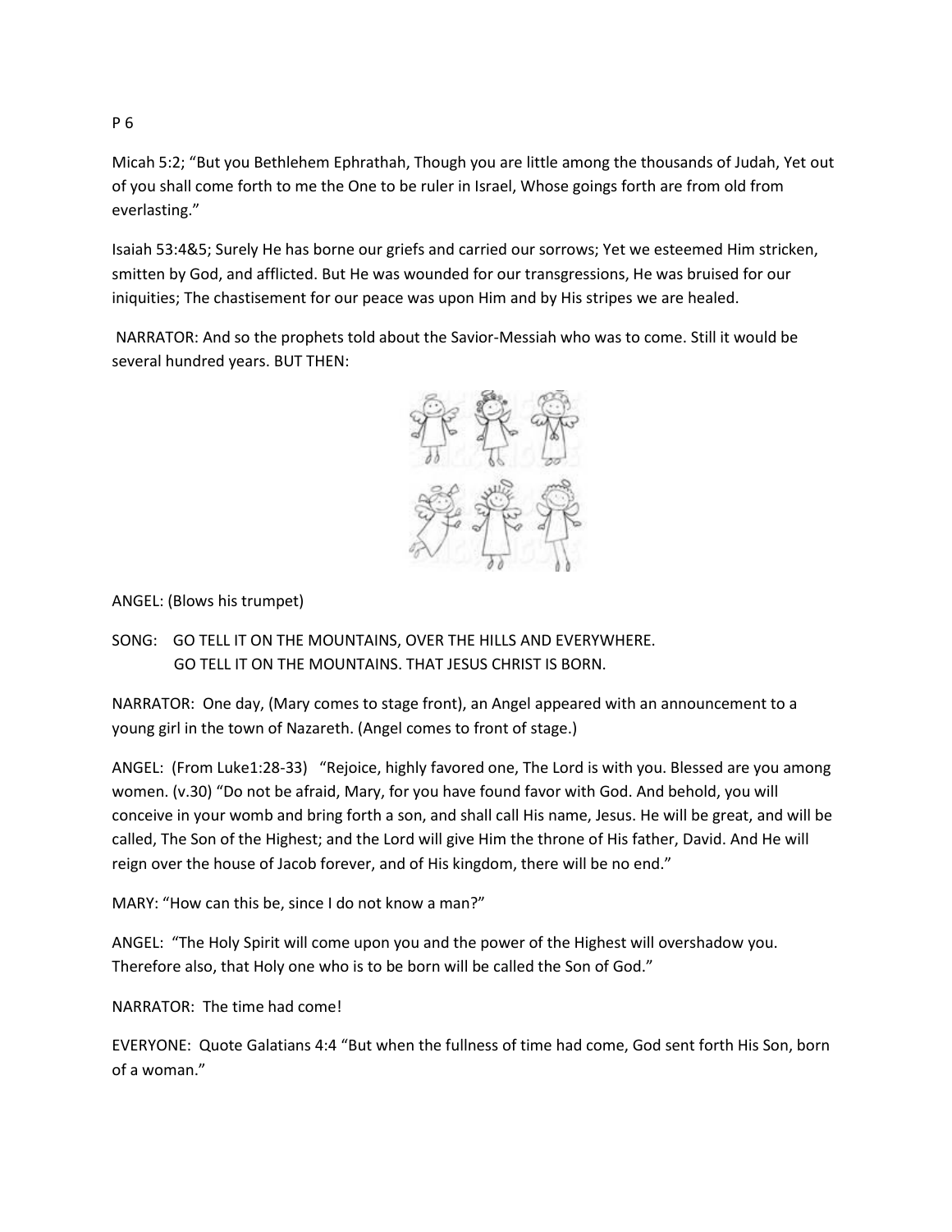P 6

Micah 5:2; “But you Bethlehem Ephrathah, Though you are little among the thousands of Judah, Yet out of you shall come forth to me the One to be ruler in Israel, Whose goings forth are from old from everlasting.”

Isaiah 53:4&5; Surely He has borne our griefs and carried our sorrows; Yet we esteemed Him stricken, smitten by God, and afflicted. But He was wounded for our transgressions, He was bruised for our iniquities; The chastisement for our peace was upon Him and by His stripes we are healed.

NARRATOR: And so the prophets told about the Savior-Messiah who was to come. Still it would be several hundred years. BUT THEN:

ANGEL: (Blows his trumpet)

SONG: GO TELL IT ON THE MOUNTAINS, OVER THE HILLS AND EVERYWHERE.
GO TELL IT ON THE MOUNTAINS. THAT JESUS CHRIST IS BORN.

NARRATOR: One day, (Mary comes to stage front), an Angel appeared with an announcement to a young girl in the town of Nazareth. (Angel comes to front of stage.)

ANGEL: (From Luke1:28-33) “Rejoice, highly favored one, The Lord is with you. Blessed are you among women. (v.30) “Do not be afraid, Mary, for you have found favor with God. And behold, you will conceive in your womb and bring forth a son, and shall call His name, Jesus. He will be great, and will be called, The Son of the Highest; and the Lord will give Him the throne of His father, David. And He will reign over the house of Jacob forever, and of His kingdom, there will be no end.”

MARY: “How can this be, since I do not know a man?”

ANGEL: “The Holy Spirit will come upon you and the power of the Highest will overshadow you. Therefore also, that Holy one who is to be born will be called the Son of God.”

NARRATOR: The time had come!

EVERYONE: Quote Galatians 4:4 “But when the fullness of time had come, God sent forth His Son, born of a woman.”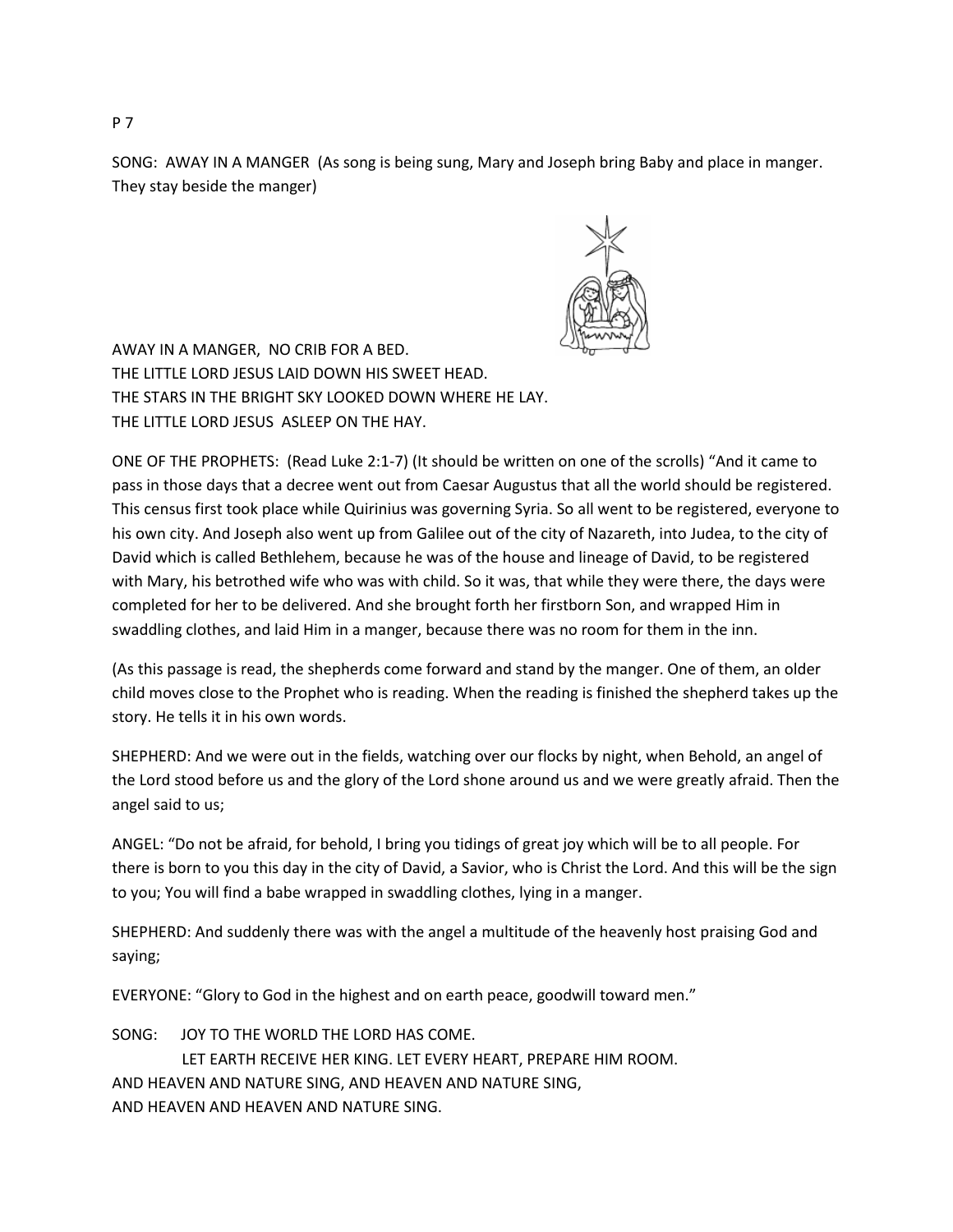SONG: AWAY IN A MANGER (As song is being sung, Mary and Joseph bring Baby and place in manger. They stay beside the manger)

AWAY IN A MANGER, NO CRIB FOR A BED.
THE LITTLE LORD JESUS LAID DOWN HIS SWEET HEAD.
THE STARS IN THE BRIGHT SKY LOOKED DOWN WHERE HE LAY.
THE LITTLE LORD JESUS ASLEEP ON THE HAY.

ONE OF THE PROPHETS: (Read Luke 2:1-7) (It should be written on one of the scrolls) "And it came to pass in those days that a decree went out from Caesar Augustus that all the world should be registered. This census first took place while Quirinius was governing Syria. So all went to be registered, everyone to his own city. And Joseph also went up from Galilee out of the city of Nazareth, into Judea, to the city of David which is called Bethlehem, because he was of the house and lineage of David, to be registered with Mary, his betrothed wife who was with child. So it was, that while they were there, the days were completed for her to be delivered. And she brought forth her firstborn Son, and wrapped Him in swaddling clothes, and laid Him in a manger, because there was no room for them in the inn.

(As this passage is read, the shepherds come forward and stand by the manger. One of them, an older child moves close to the Prophet who is reading. When the reading is finished the shepherd takes up the story. He tells it in his own words.

SHEPHERD: And we were out in the fields, watching over our flocks by night, when Behold, an angel of the Lord stood before us and the glory of the Lord shone around us and we were greatly afraid. Then the angel said to us;

ANGEL: "Do not be afraid, for behold, I bring you tidings of great joy which will be to all people. For there is born to you this day in the city of David, a Savior, who is Christ the Lord. And this will be the sign to you; You will find a babe wrapped in swaddling clothes, lying in a manger.

SHEPHERD: And suddenly there was with the angel a multitude of the heavenly host praising God and saying;

EVERYONE: "Glory to God in the highest and on earth peace, goodwill toward men."

SONG: JOY TO THE WORLD THE LORD HAS COME.
LET EARTH RECEIVE HER KING. LET EVERY HEART, PREPARE HIM ROOM.
AND HEAVEN AND NATURE SING, AND HEAVEN AND NATURE SING,
AND HEAVEN AND HEAVEN AND NATURE SING.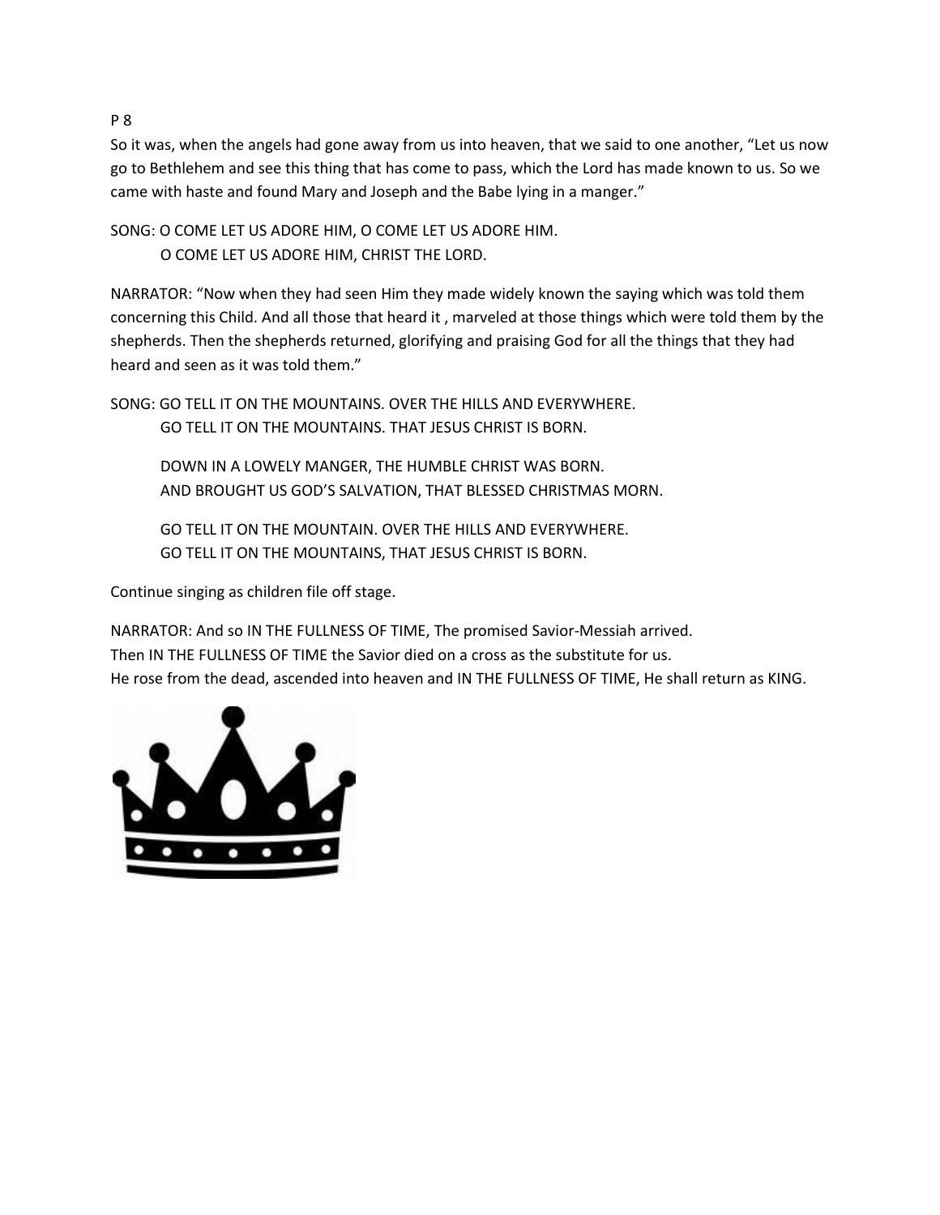P 8

So it was, when the angels had gone away from us into heaven, that we said to one another, "Let us now go to Bethlehem and see this thing that has come to pass, which the Lord has made known to us. So we came with haste and found Mary and Joseph and the Babe lying in a manger."

SONG: O COME LET US ADORE HIM, O COME LET US ADORE HIM.
O COME LET US ADORE HIM, CHRIST THE LORD.

NARRATOR: "Now when they had seen Him they made widely known the saying which was told them concerning this Child. And all those that heard it , marveled at those things which were told them by the shepherds. Then the shepherds returned, glorifying and praising God for all the things that they had heard and seen as it was told them."

SONG: GO TELL IT ON THE MOUNTAINS. OVER THE HILLS AND EVERYWHERE.
GO TELL IT ON THE MOUNTAINS. THAT JESUS CHRIST IS BORN.

DOWN IN A LOWELY MANGER, THE HUMBLE CHRIST WAS BORN.
AND BROUGHT US GOD'S SALVATION, THAT BLESSED CHRISTMAS MORN.

GO TELL IT ON THE MOUNTAIN. OVER THE HILLS AND EVERYWHERE.
GO TELL IT ON THE MOUNTAINS, THAT JESUS CHRIST IS BORN.

Continue singing as children file off stage.

NARRATOR: And so IN THE FULLNESS OF TIME, The promised Savior-Messiah arrived.
Then IN THE FULLNESS OF TIME the Savior died on a cross as the substitute for us.
He rose from the dead, ascended into heaven and IN THE FULLNESS OF TIME, He shall return as KING.